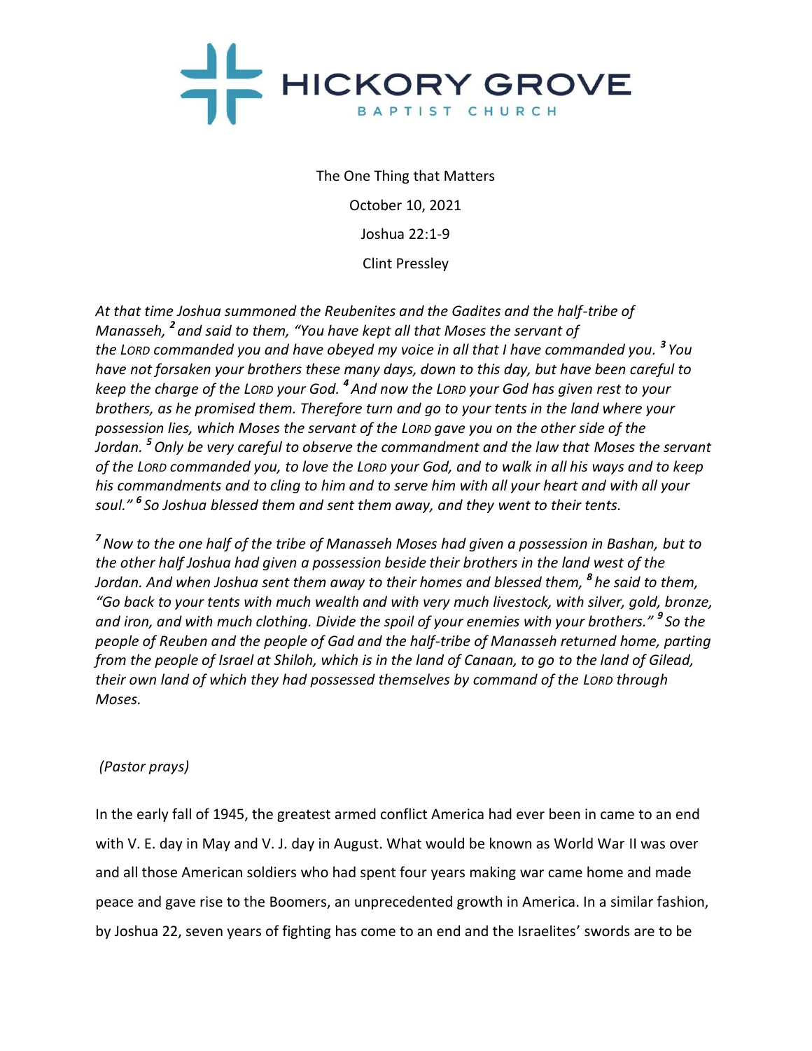# HICKORY GROVE
BAPTIST CHURCH

The One Thing that Matters

October 10, 2021

Joshua 22:1-9

Clint Pressley

*At that time Joshua summoned the Reubenites and the Gadites and the half-tribe of Manasseh, [2] and said to them, "You have kept all that Moses the servant of the LORD commanded you and have obeyed my voice in all that I have commanded you. [3] You have not forsaken your brothers these many days, down to this day, but have been careful to keep the charge of the LORD your God. [4] And now the LORD your God has given rest to your brothers, as he promised them. Therefore turn and go to your tents in the land where your possession lies, which Moses the servant of the LORD gave you on the other side of the Jordan. [5] Only be very careful to observe the commandment and the law that Moses the servant of the LORD commanded you, to love the LORD your God, and to walk in all his ways and to keep his commandments and to cling to him and to serve him with all your heart and with all your soul." [6] So Joshua blessed them and sent them away, and they went to their tents.*

*[7] Now to the one half of the tribe of Manasseh Moses had given a possession in Bashan, but to the other half Joshua had given a possession beside their brothers in the land west of the Jordan. And when Joshua sent them away to their homes and blessed them, [8] he said to them, "Go back to your tents with much wealth and with very much livestock, with silver, gold, bronze, and iron, and with much clothing. Divide the spoil of your enemies with your brothers." [9] So the people of Reuben and the people of Gad and the half-tribe of Manasseh returned home, parting from the people of Israel at Shiloh, which is in the land of Canaan, to go to the land of Gilead, their own land of which they had possessed themselves by command of the LORD through Moses.*

*(Pastor prays)*

In the early fall of 1945, the greatest armed conflict America had ever been in came to an end with V. E. day in May and V. J. day in August. What would be known as World War II was over and all those American soldiers who had spent four years making war came home and made peace and gave rise to the Boomers, an unprecedented growth in America. In a similar fashion, by Joshua 22, seven years of fighting has come to an end and the Israelites' swords are to be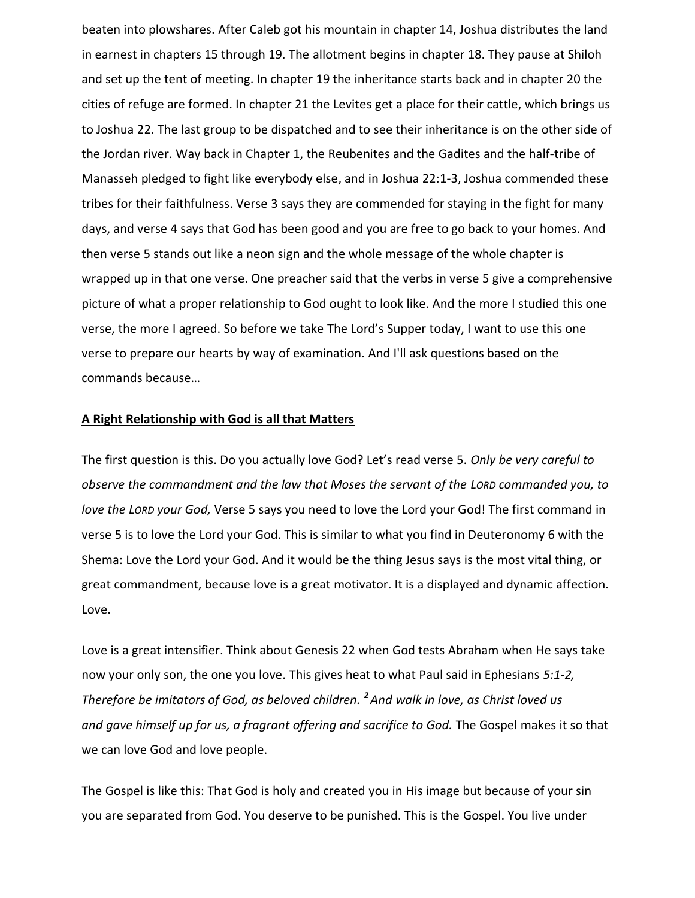beaten into plowshares. After Caleb got his mountain in chapter 14, Joshua distributes the land in earnest in chapters 15 through 19. The allotment begins in chapter 18. They pause at Shiloh and set up the tent of meeting. In chapter 19 the inheritance starts back and in chapter 20 the cities of refuge are formed. In chapter 21 the Levites get a place for their cattle, which brings us to Joshua 22. The last group to be dispatched and to see their inheritance is on the other side of the Jordan river. Way back in Chapter 1, the Reubenites and the Gadites and the half-tribe of Manasseh pledged to fight like everybody else, and in Joshua 22:1-3, Joshua commended these tribes for their faithfulness. Verse 3 says they are commended for staying in the fight for many days, and verse 4 says that God has been good and you are free to go back to your homes. And then verse 5 stands out like a neon sign and the whole message of the whole chapter is wrapped up in that one verse. One preacher said that the verbs in verse 5 give a comprehensive picture of what a proper relationship to God ought to look like. And the more I studied this one verse, the more I agreed. So before we take The Lord's Supper today, I want to use this one verse to prepare our hearts by way of examination. And I'll ask questions based on the commands because…

**<u>A Right Relationship with God is all that Matters</u>**

The first question is this. Do you actually love God? Let's read verse 5. *Only be very careful to observe the commandment and the law that Moses the servant of the LORD commanded you, to love the LORD your God,* Verse 5 says you need to love the Lord your God! The first command in verse 5 is to love the Lord your God. This is similar to what you find in Deuteronomy 6 with the Shema: Love the Lord your God. And it would be the thing Jesus says is the most vital thing, or great commandment, because love is a great motivator. It is a displayed and dynamic affection. Love.

Love is a great intensifier. Think about Genesis 22 when God tests Abraham when He says take now your only son, the one you love. This gives heat to what Paul said in Ephesians *5:1-2, Therefore be imitators of God, as beloved children.* ***2*** *And walk in love, as Christ loved us and gave himself up for us, a fragrant offering and sacrifice to God.* The Gospel makes it so that we can love God and love people.

The Gospel is like this: That God is holy and created you in His image but because of your sin you are separated from God. You deserve to be punished. This is the Gospel. You live under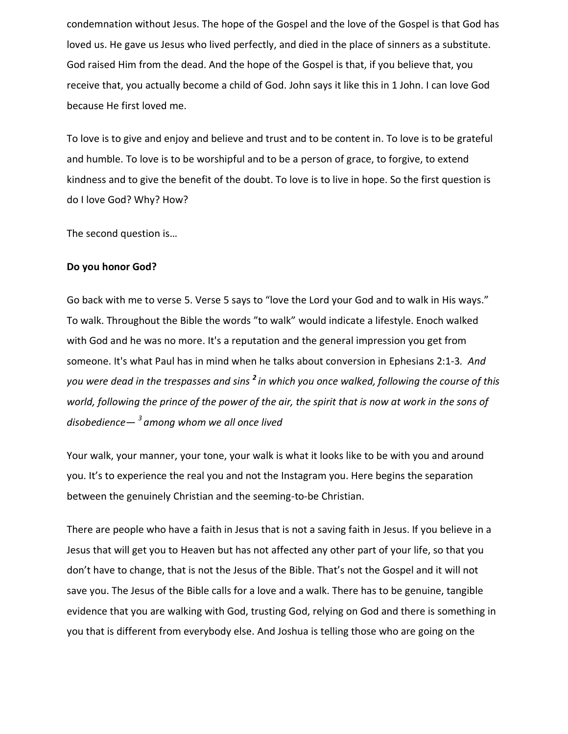condemnation without Jesus. The hope of the Gospel and the love of the Gospel is that God has loved us. He gave us Jesus who lived perfectly, and died in the place of sinners as a substitute. God raised Him from the dead. And the hope of the Gospel is that, if you believe that, you receive that, you actually become a child of God. John says it like this in 1 John. I can love God because He first loved me.

To love is to give and enjoy and believe and trust and to be content in. To love is to be grateful and humble. To love is to be worshipful and to be a person of grace, to forgive, to extend kindness and to give the benefit of the doubt. To love is to live in hope. So the first question is do I love God? Why? How?

The second question is…

**Do you honor God?**

Go back with me to verse 5. Verse 5 says to "love the Lord your God and to walk in His ways." To walk. Throughout the Bible the words "to walk" would indicate a lifestyle. Enoch walked with God and he was no more. It's a reputation and the general impression you get from someone. It's what Paul has in mind when he talks about conversion in Ephesians 2:1-3. *And you were dead in the trespasses and sins* ***2*** *in which you once walked, following the course of this world, following the prince of the power of the air, the spirit that is now at work in the sons of disobedience— 3 among whom we all once lived*

Your walk, your manner, your tone, your walk is what it looks like to be with you and around you. It's to experience the real you and not the Instagram you. Here begins the separation between the genuinely Christian and the seeming-to-be Christian.

There are people who have a faith in Jesus that is not a saving faith in Jesus. If you believe in a Jesus that will get you to Heaven but has not affected any other part of your life, so that you don't have to change, that is not the Jesus of the Bible. That's not the Gospel and it will not save you. The Jesus of the Bible calls for a love and a walk. There has to be genuine, tangible evidence that you are walking with God, trusting God, relying on God and there is something in you that is different from everybody else. And Joshua is telling those who are going on the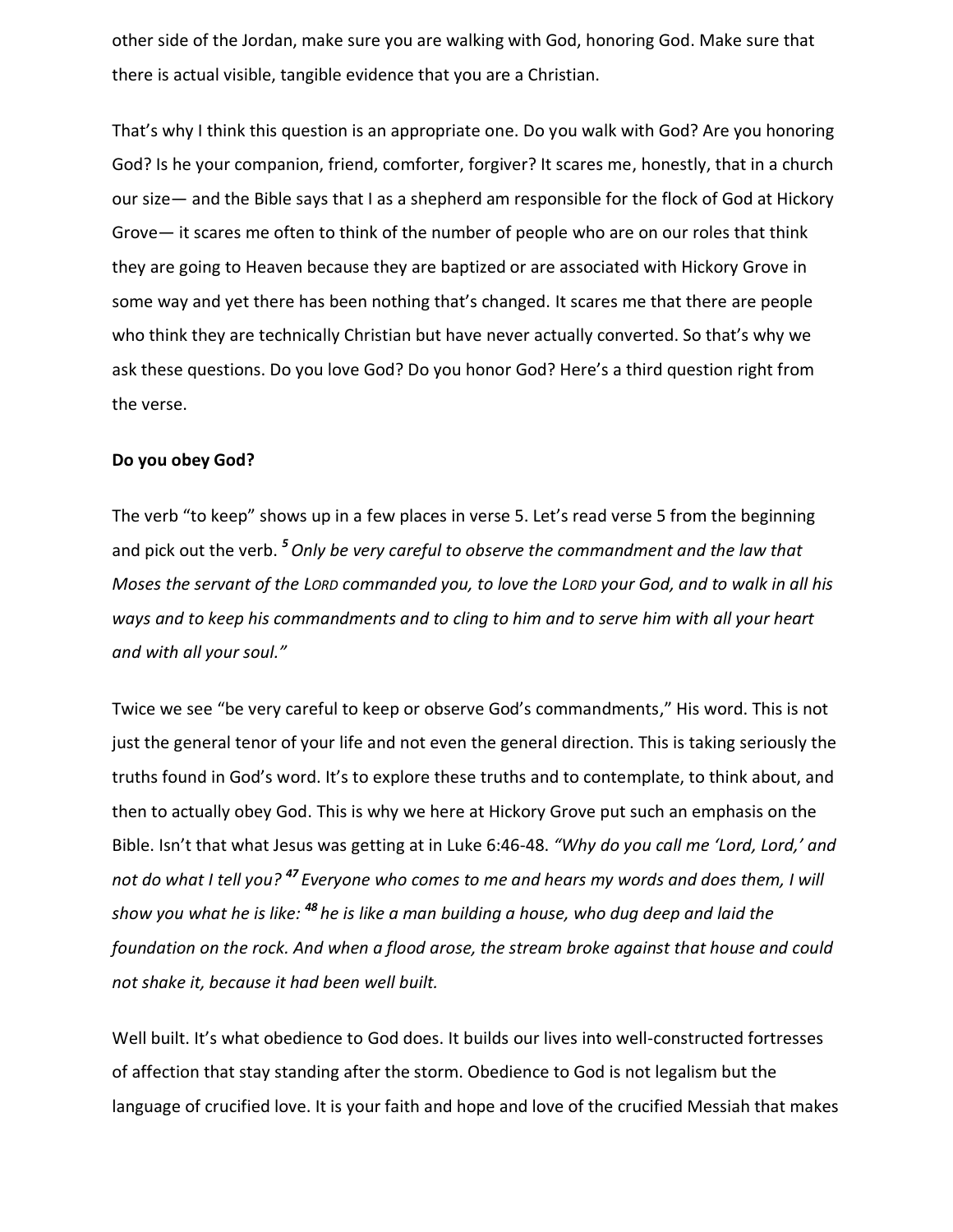other side of the Jordan, make sure you are walking with God, honoring God. Make sure that there is actual visible, tangible evidence that you are a Christian.

That's why I think this question is an appropriate one. Do you walk with God? Are you honoring God? Is he your companion, friend, comforter, forgiver? It scares me, honestly, that in a church our size— and the Bible says that I as a shepherd am responsible for the flock of God at Hickory Grove— it scares me often to think of the number of people who are on our roles that think they are going to Heaven because they are baptized or are associated with Hickory Grove in some way and yet there has been nothing that's changed. It scares me that there are people who think they are technically Christian but have never actually converted. So that's why we ask these questions. Do you love God? Do you honor God? Here's a third question right from the verse.

**Do you obey God?**

The verb "to keep" shows up in a few places in verse 5. Let's read verse 5 from the beginning and pick out the verb. ***5*** *Only be very careful to observe the commandment and the law that Moses the servant of the LORD commanded you, to love the LORD your God, and to walk in all his ways and to keep his commandments and to cling to him and to serve him with all your heart and with all your soul."*

Twice we see "be very careful to keep or observe God's commandments," His word. This is not just the general tenor of your life and not even the general direction. This is taking seriously the truths found in God's word. It's to explore these truths and to contemplate, to think about, and then to actually obey God. This is why we here at Hickory Grove put such an emphasis on the Bible. Isn't that what Jesus was getting at in Luke 6:46-48. *"Why do you call me 'Lord, Lord,' and not do what I tell you?* ***47*** *Everyone who comes to me and hears my words and does them, I will show you what he is like:* ***48*** *he is like a man building a house, who dug deep and laid the foundation on the rock. And when a flood arose, the stream broke against that house and could not shake it, because it had been well built.*

Well built. It's what obedience to God does. It builds our lives into well-constructed fortresses of affection that stay standing after the storm. Obedience to God is not legalism but the language of crucified love. It is your faith and hope and love of the crucified Messiah that makes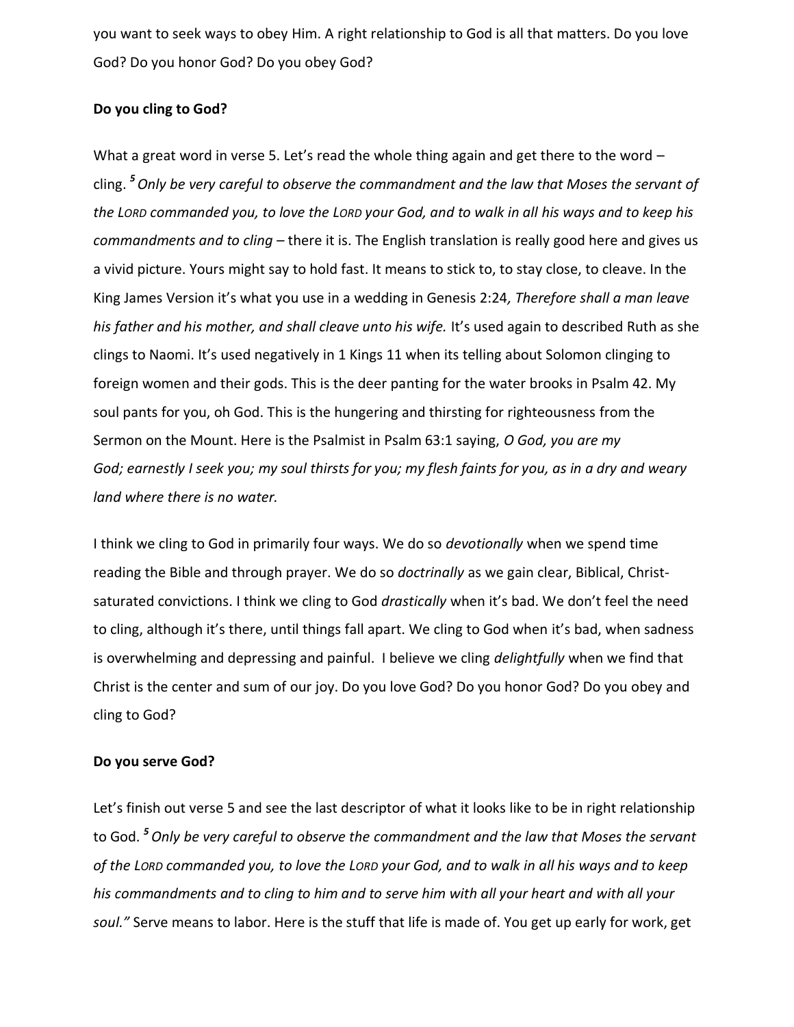you want to seek ways to obey Him. A right relationship to God is all that matters. Do you love God? Do you honor God? Do you obey God?

**Do you cling to God?**

What a great word in verse 5. Let's read the whole thing again and get there to the word – cling. *[5] Only be very careful to observe the commandment and the law that Moses the servant of the Lord commanded you, to love the Lord your God, and to walk in all his ways and to keep his commandments and to cling* – there it is. The English translation is really good here and gives us a vivid picture. Yours might say to hold fast. It means to stick to, to stay close, to cleave. In the King James Version it's what you use in a wedding in Genesis 2:24*, Therefore shall a man leave his father and his mother, and shall cleave unto his wife.* It's used again to described Ruth as she clings to Naomi. It's used negatively in 1 Kings 11 when its telling about Solomon clinging to foreign women and their gods. This is the deer panting for the water brooks in Psalm 42. My soul pants for you, oh God. This is the hungering and thirsting for righteousness from the Sermon on the Mount. Here is the Psalmist in Psalm 63:1 saying, *O God, you are my God; earnestly I seek you; my soul thirsts for you; my flesh faints for you, as in a dry and weary land where there is no water.*

I think we cling to God in primarily four ways. We do so *devotionally* when we spend time reading the Bible and through prayer. We do so *doctrinally* as we gain clear, Biblical, Christ-saturated convictions. I think we cling to God *drastically* when it's bad. We don't feel the need to cling, although it's there, until things fall apart. We cling to God when it's bad, when sadness is overwhelming and depressing and painful. I believe we cling *delightfully* when we find that Christ is the center and sum of our joy. Do you love God? Do you honor God? Do you obey and cling to God?

**Do you serve God?**

Let's finish out verse 5 and see the last descriptor of what it looks like to be in right relationship to God. *[5] Only be very careful to observe the commandment and the law that Moses the servant of the Lord commanded you, to love the Lord your God, and to walk in all his ways and to keep his commandments and to cling to him and to serve him with all your heart and with all your soul."* Serve means to labor. Here is the stuff that life is made of. You get up early for work, get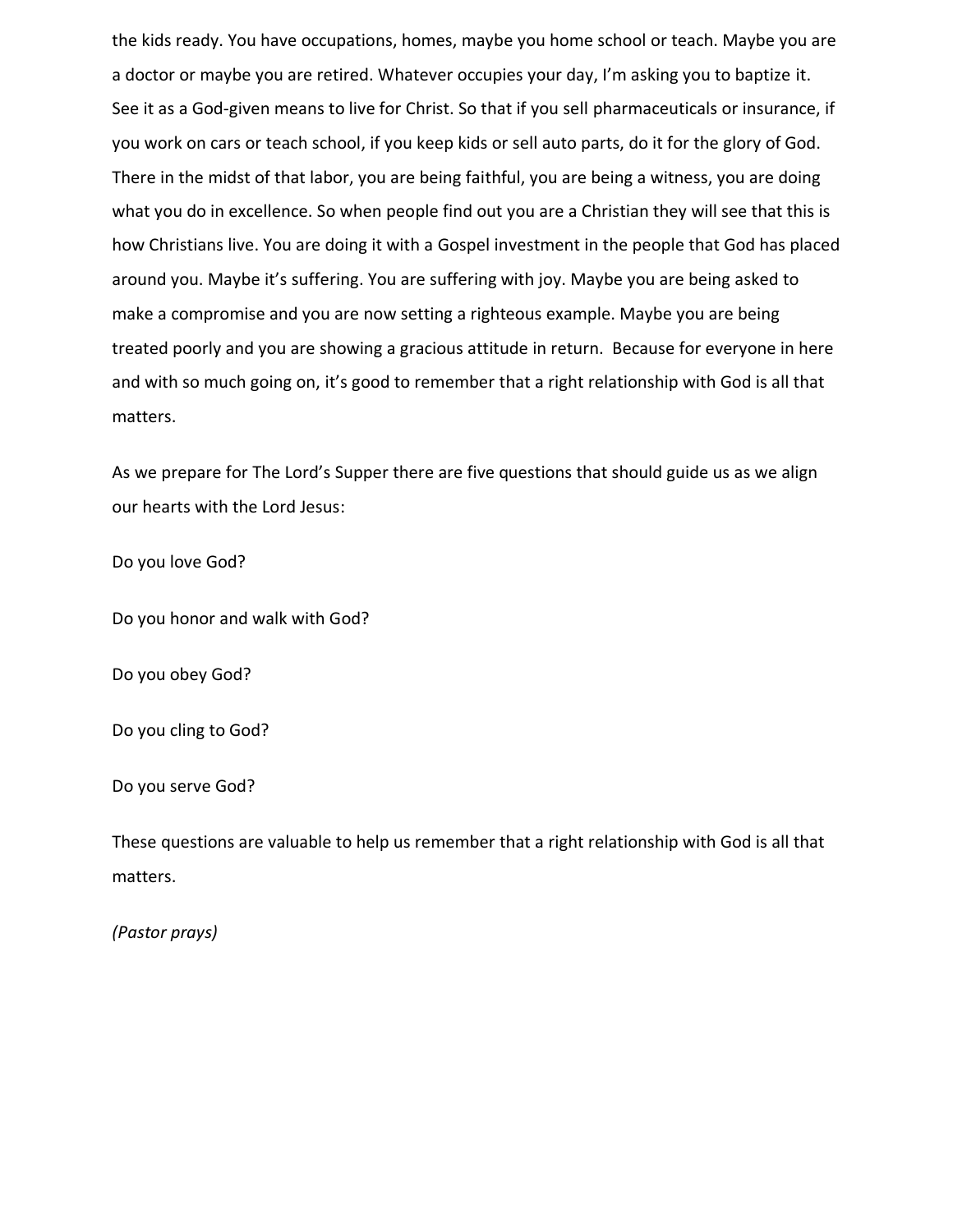the kids ready. You have occupations, homes, maybe you home school or teach. Maybe you are a doctor or maybe you are retired. Whatever occupies your day, I'm asking you to baptize it. See it as a God-given means to live for Christ. So that if you sell pharmaceuticals or insurance, if you work on cars or teach school, if you keep kids or sell auto parts, do it for the glory of God. There in the midst of that labor, you are being faithful, you are being a witness, you are doing what you do in excellence. So when people find out you are a Christian they will see that this is how Christians live. You are doing it with a Gospel investment in the people that God has placed around you. Maybe it's suffering. You are suffering with joy. Maybe you are being asked to make a compromise and you are now setting a righteous example. Maybe you are being treated poorly and you are showing a gracious attitude in return. Because for everyone in here and with so much going on, it's good to remember that a right relationship with God is all that matters.

As we prepare for The Lord's Supper there are five questions that should guide us as we align our hearts with the Lord Jesus:

Do you love God?

Do you honor and walk with God?

Do you obey God?

Do you cling to God?

Do you serve God?

These questions are valuable to help us remember that a right relationship with God is all that matters.

*(Pastor prays)*